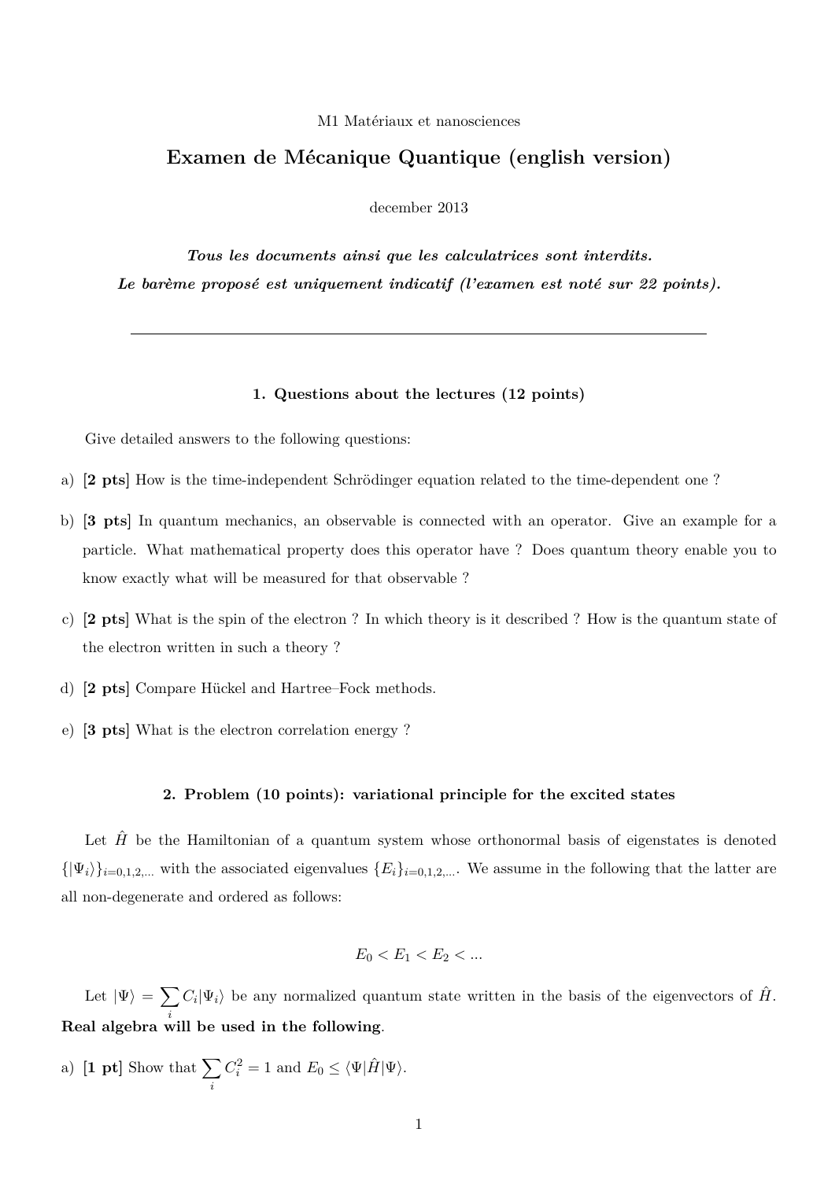M1 Matériaux et nanosciences

# Examen de Mécanique Quantique (english version)

december 2013

***Tous les documents ainsi que les calculatrices sont interdits.***

***Le barème proposé est uniquement indicatif (l'examen est noté sur 22 points).***

---

### 1. Questions about the lectures (12 points)

Give detailed answers to the following questions:

a) **[2 pts]** How is the time-independent Schrödinger equation related to the time-dependent one ?

b) **[3 pts]** In quantum mechanics, an observable is connected with an operator. Give an example for a particle. What mathematical property does this operator have ? Does quantum theory enable you to know exactly what will be measured for that observable ?

c) **[2 pts]** What is the spin of the electron ? In which theory is it described ? How is the quantum state of the electron written in such a theory ?

d) **[2 pts]** Compare Hückel and Hartree–Fock methods.

e) **[3 pts]** What is the electron correlation energy ?

### 2. Problem (10 points): variational principle for the excited states

Let $\hat{H}$ be the Hamiltonian of a quantum system whose orthonormal basis of eigenstates is denoted $\{|\Psi_i\rangle\}_{i=0,1,2,...}$ with the associated eigenvalues $\{E_i\}_{i=0,1,2,...}$. We assume in the following that the latter are all non-degenerate and ordered as follows:

$$E_0 < E_1 < E_2 < ...$$

Let $|\Psi\rangle = \sum_i C_i|\Psi_i\rangle$ be any normalized quantum state written in the basis of the eigenvectors of $\hat{H}$. **Real algebra will be used in the following**.

a) **[1 pt]** Show that $\sum_i C_i^2 = 1$ and $E_0 \leq \langle\Psi|\hat{H}|\Psi\rangle$.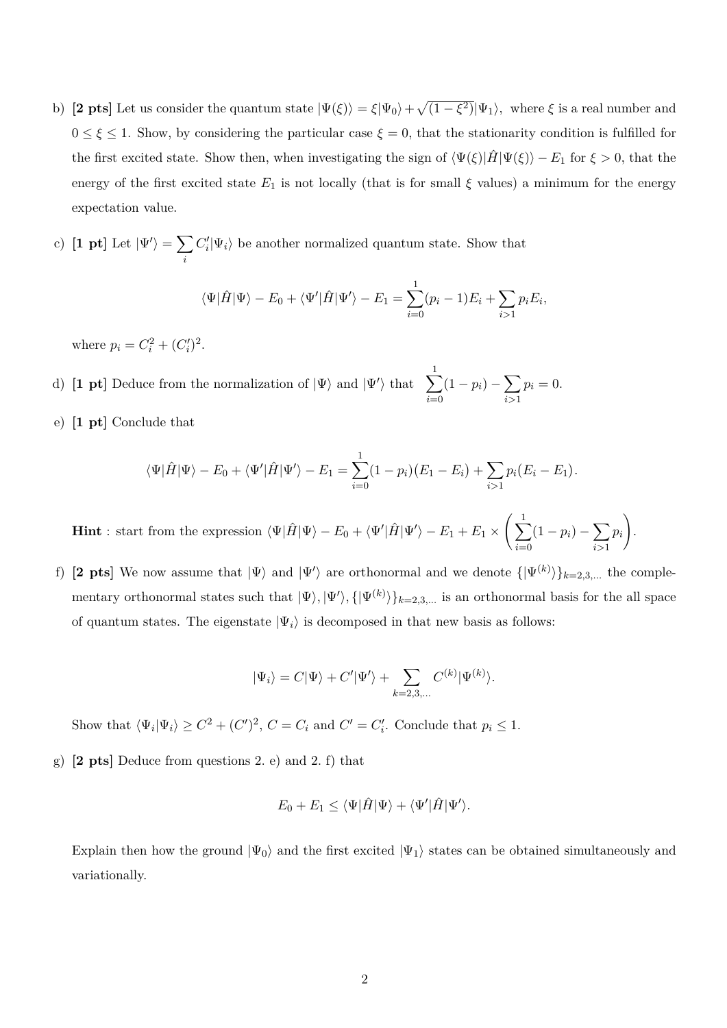b) **[2 pts]** Let us consider the quantum state $|\Psi(\xi)\rangle = \xi|\Psi_0\rangle + \sqrt{(1-\xi^2)}|\Psi_1\rangle$, where $\xi$ is a real number and $0 \leq \xi \leq 1$. Show, by considering the particular case $\xi = 0$, that the stationarity condition is fulfilled for the first excited state. Show then, when investigating the sign of $\langle\Psi(\xi)|\hat{H}|\Psi(\xi)\rangle - E_1$ for $\xi > 0$, that the energy of the first excited state $E_1$ is not locally (that is for small $\xi$ values) a minimum for the energy expectation value.

c) **[1 pt]** Let $|\Psi'\rangle = \sum_i C'_i|\Psi_i\rangle$ be another normalized quantum state. Show that

$$\langle\Psi|\hat{H}|\Psi\rangle - E_0 + \langle\Psi'|\hat{H}|\Psi'\rangle - E_1 = \sum_{i=0}^{1}(p_i - 1)E_i + \sum_{i>1} p_i E_i,$$

where $p_i = C_i^2 + (C'_i)^2$.

d) **[1 pt]** Deduce from the normalization of $|\Psi\rangle$ and $|\Psi'\rangle$ that $\displaystyle\sum_{i=0}^{1}(1-p_i) - \sum_{i>1} p_i = 0$.

e) **[1 pt]** Conclude that

$$\langle\Psi|\hat{H}|\Psi\rangle - E_0 + \langle\Psi'|\hat{H}|\Psi'\rangle - E_1 = \sum_{i=0}^{1}(1-p_i)(E_1 - E_i) + \sum_{i>1} p_i(E_i - E_1).$$

**Hint** : start from the expression $\langle\Psi|\hat{H}|\Psi\rangle - E_0 + \langle\Psi'|\hat{H}|\Psi'\rangle - E_1 + E_1 \times \left(\displaystyle\sum_{i=0}^{1}(1-p_i) - \sum_{i>1} p_i\right)$.

f) **[2 pts]** We now assume that $|\Psi\rangle$ and $|\Psi'\rangle$ are orthonormal and we denote $\{|\Psi^{(k)}\rangle\}_{k=2,3,\ldots}$ the complementary orthonormal states such that $|\Psi\rangle, |\Psi'\rangle, \{|\Psi^{(k)}\rangle\}_{k=2,3,\ldots}$ is an orthonormal basis for the all space of quantum states. The eigenstate $|\Psi_i\rangle$ is decomposed in that new basis as follows:

$$|\Psi_i\rangle = C|\Psi\rangle + C'|\Psi'\rangle + \sum_{k=2,3,\ldots} C^{(k)}|\Psi^{(k)}\rangle.$$

Show that $\langle\Psi_i|\Psi_i\rangle \geq C^2 + (C')^2$, $C = C_i$ and $C' = C'_i$. Conclude that $p_i \leq 1$.

g) **[2 pts]** Deduce from questions 2. e) and 2. f) that

$$E_0 + E_1 \leq \langle\Psi|\hat{H}|\Psi\rangle + \langle\Psi'|\hat{H}|\Psi'\rangle.$$

Explain then how the ground $|\Psi_0\rangle$ and the first excited $|\Psi_1\rangle$ states can be obtained simultaneously and variationally.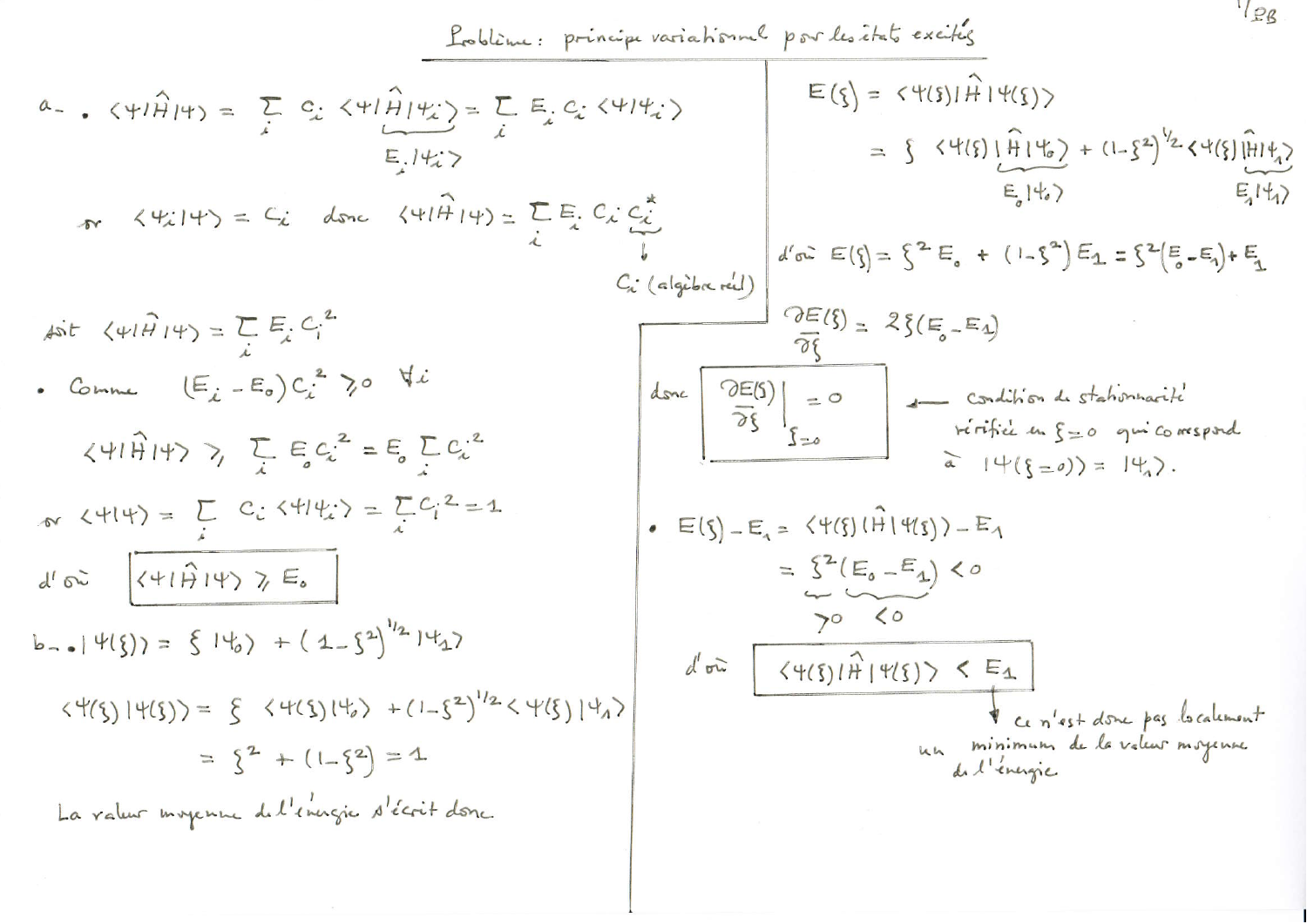## Problème : principe variationnel pour les états excités

**a.** • $\langle \psi | \hat{H} | \psi \rangle = \sum_i c_i \langle \psi | \hat{H} | \psi_i \rangle = \sum_i E_i c_i \langle \psi | \psi_i \rangle$

(avec $\hat{H}|\psi_i\rangle = E_i |\psi_i\rangle$)

or $\langle \psi_i | \psi \rangle = c_i$ donc $\langle \psi | \hat{H} | \psi \rangle = \sum_i E_i c_i c_i^*$

$c_i$ (algèbre réel)

soit $\langle \psi | \hat{H} | \psi \rangle = \sum_i E_i c_i^2$

• Comme $(E_i - E_0) c_i^2 \geq 0 \quad \forall i$

$$\langle \psi | \hat{H} | \psi \rangle \geq \sum_i E_0 c_i^2 = E_0 \sum_i c_i^2$$

or $\langle \psi | \psi \rangle = \sum_i c_i \langle \psi | \psi_i \rangle = \sum_i c_i^2 = 1$

d'où $\boxed{\langle \psi | \hat{H} | \psi \rangle \geq E_0}$

**b.** • $|\psi(\xi)\rangle = \xi |\psi_0\rangle + (1 - \xi^2)^{1/2} |\psi_1\rangle$

$$\langle \psi(\xi) | \psi(\xi) \rangle = \xi \langle \psi(\xi) | \psi_0 \rangle + (1 - \xi^2)^{1/2} \langle \psi(\xi) | \psi_1 \rangle$$

$$= \xi^2 + (1 - \xi^2) = 1$$

La valeur moyenne de l'énergie s'écrit donc

$$E(\xi) = \langle \psi(\xi) | \hat{H} | \psi(\xi) \rangle$$

$$= \xi \langle \psi(\xi) | \hat{H} | \psi_0 \rangle + (1 - \xi^2)^{1/2} \langle \psi(\xi) | \hat{H} | \psi_1 \rangle$$

(avec $\hat{H}|\psi_0\rangle = E_0 |\psi_0\rangle$ et $\hat{H}|\psi_1\rangle = E_1 |\psi_1\rangle$)

d'où $E(\xi) = \xi^2 E_0 + (1 - \xi^2) E_1 = \xi^2 (E_0 - E_1) + E_1$

$$\frac{\partial E(\xi)}{\partial \xi} = 2\xi (E_0 - E_1)$$

donc $\boxed{\left.\frac{\partial E(\xi)}{\partial \xi}\right|_{\xi=0} = 0}$ ← condition de stationnarité vérifiée en $\xi = 0$ qui correspond à $|\psi(\xi = 0)\rangle = |\psi_1\rangle$.

• $E(\xi) - E_1 = \langle \psi(\xi) | \hat{H} | \psi(\xi) \rangle - E_1$

$$= \xi^2 (E_0 - E_1) < 0$$

($\xi^2 > 0$, $E_0 - E_1 < 0$)

d'où $\boxed{\langle \psi(\xi) | \hat{H} | \psi(\xi) \rangle < E_1}$

→ ce n'est donc pas localement un minimum de la valeur moyenne de l'énergie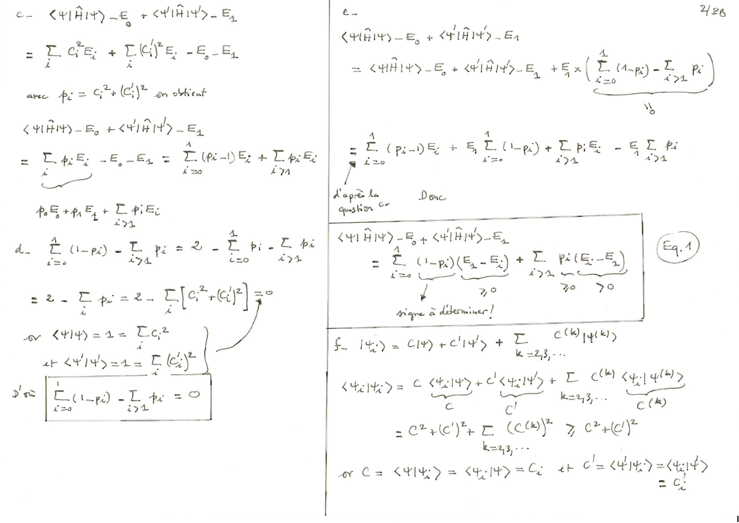c- $\langle\psi|\hat{H}|\psi\rangle - E_0 + \langle\psi'|\hat{H}|\psi'\rangle - E_1$

$$= \sum_i c_i^2 E_i + \sum_i (c_i')^2 E_i - E_0 - E_1$$

avec $p_i = c_i^2 + (c_i')^2$ on obtient

$\langle\psi|\hat{H}|\psi\rangle - E_0 + \langle\psi'|\hat{H}|\psi'\rangle - E_1$

$$= \underbrace{\sum_i p_i E_i}_{} - E_0 - E_1 = \sum_{i=0}^{1} (p_i - 1) E_i + \sum_{i>1} p_i E_i$$

$$p_0 E_0 + p_1 E_1 + \sum_{i>1} p_i E_i$$

d- $\displaystyle\sum_{i=0}^{1} (1-p_i) - \sum_{i>1} p_i = 2 - \sum_{i=0}^{1} p_i - \sum_{i>1} p_i$

$$= 2 - \sum_i p_i = 2 - \sum_i \left[c_i^2 + (c_i')^2\right] = 0$$

or $\langle\psi|\psi\rangle = 1 = \sum_i c_i^2$

et $\langle\psi'|\psi'\rangle = 1 = \sum_i (c_i')^2$

d'où
$$\boxed{\sum_{i=0}^{1} (1-p_i) - \sum_{i>1} p_i = 0}$$

e-

$\langle\psi|\hat{H}|\psi\rangle - E_0 + \langle\psi'|\hat{H}|\psi'\rangle - E_1$

$$= \langle\psi|\hat{H}|\psi\rangle - E_0 + \langle\psi'|\hat{H}|\psi'\rangle - E_1 + E_1 \times \underbrace{\left(\sum_{i=0}^{1} (1-p_i) - \sum_{i>1} p_i\right)}_{=0}$$

$$= \sum_{i=0}^{1} (p_i - 1) E_i + E_1 \sum_{i=0}^{1} (1-p_i) + \sum_{i>1} p_i E_i - E_1 \sum_{i>1} p_i$$

(d'après la question c-)

Donc

$$\boxed{\langle\psi|\hat{H}|\psi\rangle - E_0 + \langle\psi'|\hat{H}|\psi'\rangle - E_1 = \sum_{i=0}^{1} \underbrace{(1-p_i)}_{\text{signe à déterminer !}} \underbrace{(E_1 - E_i)}_{\geq 0} + \sum_{i>1} \underbrace{p_i}_{\geq 0} \underbrace{(E_i - E_1)}_{>0}} \quad \text{(Eq. 1)}$$

f- $|\psi_i\rangle = c|\psi\rangle + c'|\psi'\rangle + \sum_{k=2,3,\dots} c^{(k)} |\psi^{(k)}\rangle$

$$\langle\psi_i|\psi_i\rangle = c \underbrace{\langle\psi_i|\psi\rangle}_{c} + c' \underbrace{\langle\psi_i|\psi'\rangle}_{c'} + \sum_{k=2,3,\dots} c^{(k)} \underbrace{\langle\psi_i|\psi^{(k)}\rangle}_{c^{(k)}}$$

$$= c^2 + (c')^2 + \sum_{k=2,3,\dots} (c^{(k)})^2 \geq c^2 + (c')^2$$

or $c = \langle\psi|\psi_i\rangle = \langle\psi_i|\psi\rangle = c_i$ et $c' = \langle\psi'|\psi_i\rangle = \langle\psi_i|\psi'\rangle = c_i'$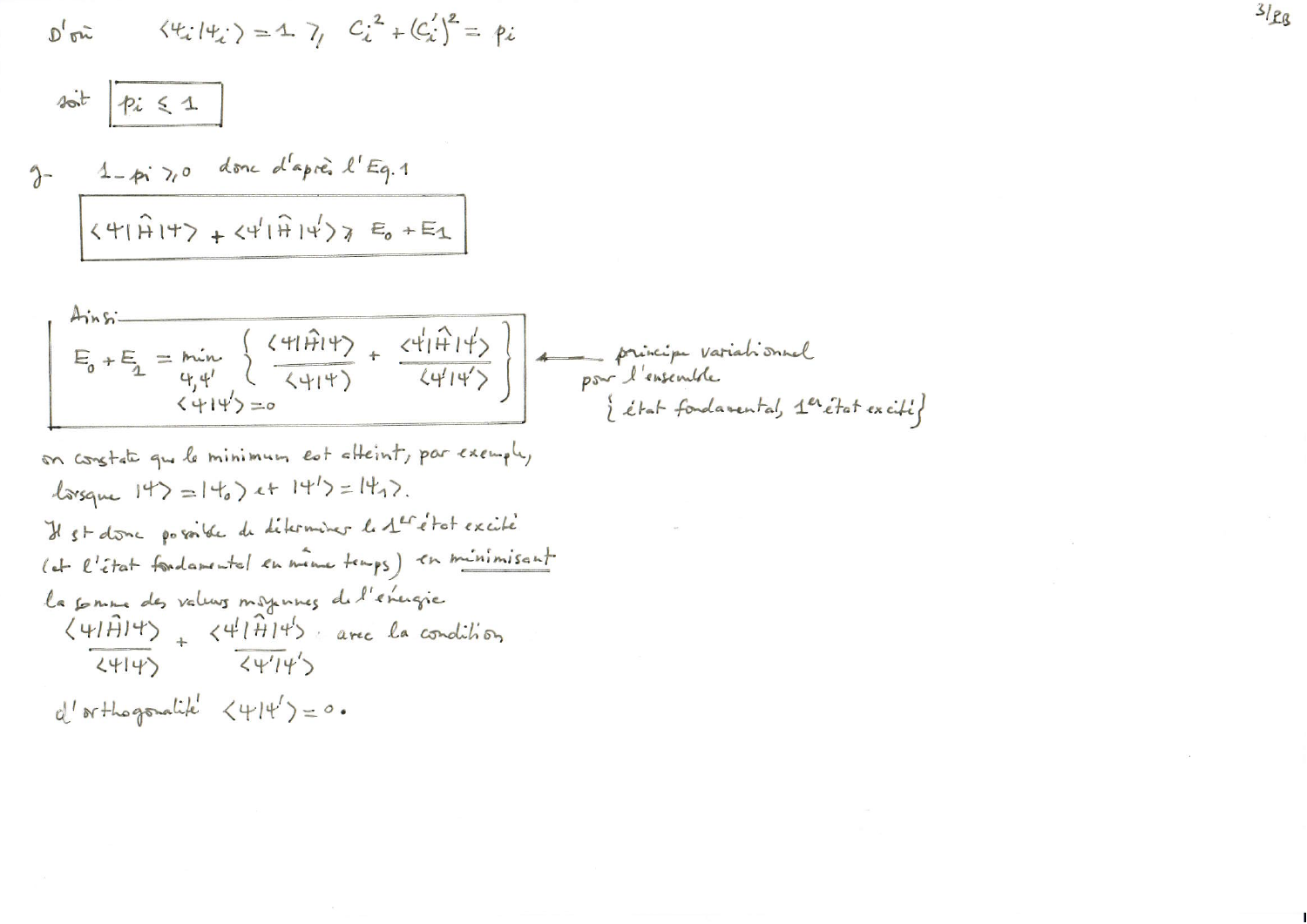D'où $\quad \langle \psi_i | \psi_i \rangle = 1 \geq c_i^2 + (c_i')^2 = p_i$

soit $\boxed{p_i \leq 1}$

g- $\quad 1 - p_i \geq 0$ donc d'après l'Eq. 1

$$\boxed{\langle \psi | \hat{H} | \psi \rangle + \langle \psi' | \hat{H} | \psi' \rangle \geq E_0 + E_1}$$

Ainsi

$$\boxed{E_0 + E_1 = \min_{\substack{\psi, \psi' \\ \langle \psi | \psi' \rangle = 0}} \left\{ \frac{\langle \psi | \hat{H} | \psi \rangle}{\langle \psi | \psi \rangle} + \frac{\langle \psi' | \hat{H} | \psi' \rangle}{\langle \psi' | \psi' \rangle} \right\}}$$

← principe variationnel pour l'ensemble {état fondamental, 1<sup>er</sup> état excité}

on constate que le minimum est atteint, par exemple, lorsque $|\psi\rangle = |\psi_0\rangle$ et $|\psi'\rangle = |\psi_1\rangle$.

Il est donc possible de déterminer le 1<sup>er</sup> état excité (et l'état fondamental en même temps) en <u>minimisant</u> la somme des valeurs moyennes de l'énergie $\dfrac{\langle \psi | \hat{H} | \psi \rangle}{\langle \psi | \psi \rangle} + \dfrac{\langle \psi' | \hat{H} | \psi' \rangle}{\langle \psi' | \psi' \rangle}$ avec la condition d'orthogonalité $\langle \psi | \psi' \rangle = 0$.